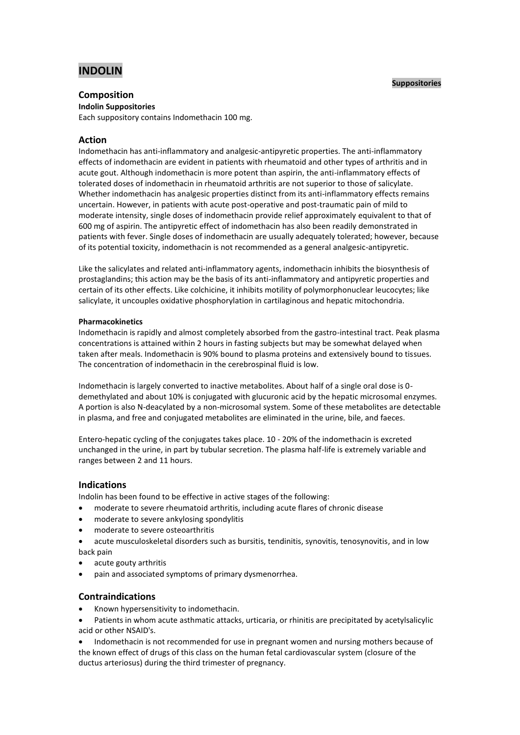# INDOLIN

**Suppositories**

## Composition

**Indolin Suppositories**

Each suppository contains Indomethacin 100 mg.

## Action

Indomethacin has anti-inflammatory and analgesic-antipyretic properties. The anti-inflammatory effects of indomethacin are evident in patients with rheumatoid and other types of arthritis and in acute gout. Although indomethacin is more potent than aspirin, the anti-inflammatory effects of tolerated doses of indomethacin in rheumatoid arthritis are not superior to those of salicylate. Whether indomethacin has analgesic properties distinct from its anti-inflammatory effects remains uncertain. However, in patients with acute post-operative and post-traumatic pain of mild to moderate intensity, single doses of indomethacin provide relief approximately equivalent to that of 600 mg of aspirin. The antipyretic effect of indomethacin has also been readily demonstrated in patients with fever. Single doses of indomethacin are usually adequately tolerated; however, because of its potential toxicity, indomethacin is not recommended as a general analgesic-antipyretic.

Like the salicylates and related anti-inflammatory agents, indomethacin inhibits the biosynthesis of prostaglandins; this action may be the basis of its anti-inflammatory and antipyretic properties and certain of its other effects. Like colchicine, it inhibits motility of polymorphonuclear leucocytes; like salicylate, it uncouples oxidative phosphorylation in cartilaginous and hepatic mitochondria.

**Pharmacokinetics**

Indomethacin is rapidly and almost completely absorbed from the gastro-intestinal tract. Peak plasma concentrations is attained within 2 hours in fasting subjects but may be somewhat delayed when taken after meals. Indomethacin is 90% bound to plasma proteins and extensively bound to tissues. The concentration of indomethacin in the cerebrospinal fluid is low.

Indomethacin is largely converted to inactive metabolites. About half of a single oral dose is 0-demethylated and about 10% is conjugated with glucuronic acid by the hepatic microsomal enzymes. A portion is also N-deacylated by a non-microsomal system. Some of these metabolites are detectable in plasma, and free and conjugated metabolites are eliminated in the urine, bile, and faeces.

Entero-hepatic cycling of the conjugates takes place. 10 - 20% of the indomethacin is excreted unchanged in the urine, in part by tubular secretion. The plasma half-life is extremely variable and ranges between 2 and 11 hours.

## Indications

Indolin has been found to be effective in active stages of the following:

- moderate to severe rheumatoid arthritis, including acute flares of chronic disease
- moderate to severe ankylosing spondylitis
- moderate to severe osteoarthritis
- acute musculoskeletal disorders such as bursitis, tendinitis, synovitis, tenosynovitis, and in low back pain
- acute gouty arthritis
- pain and associated symptoms of primary dysmenorrhea.

## Contraindications

- Known hypersensitivity to indomethacin.
- Patients in whom acute asthmatic attacks, urticaria, or rhinitis are precipitated by acetylsalicylic acid or other NSAID's.
- Indomethacin is not recommended for use in pregnant women and nursing mothers because of the known effect of drugs of this class on the human fetal cardiovascular system (closure of the ductus arteriosus) during the third trimester of pregnancy.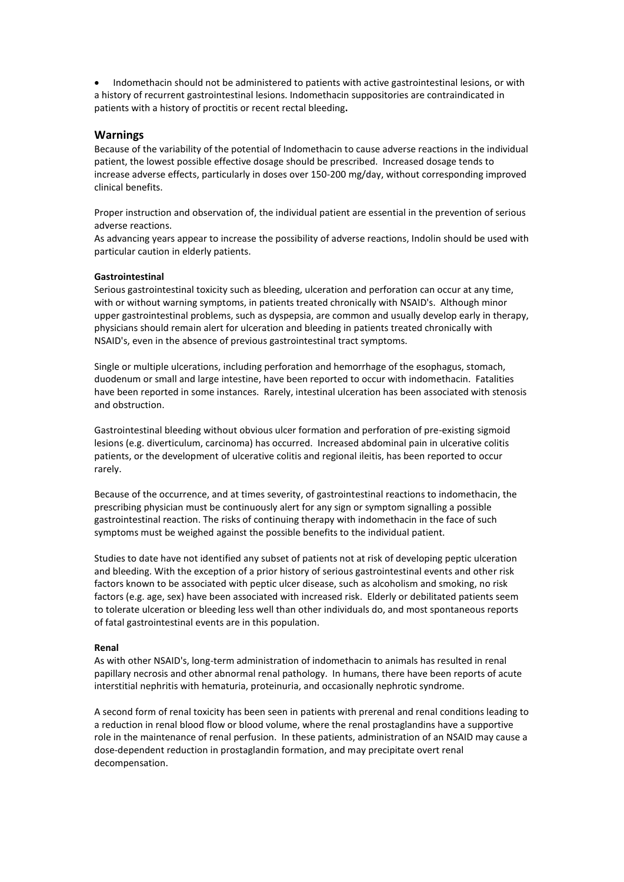- Indomethacin should not be administered to patients with active gastrointestinal lesions, or with a history of recurrent gastrointestinal lesions. Indomethacin suppositories are contraindicated in patients with a history of proctitis or recent rectal bleeding**.**

## Warnings

Because of the variability of the potential of Indomethacin to cause adverse reactions in the individual patient, the lowest possible effective dosage should be prescribed. Increased dosage tends to increase adverse effects, particularly in doses over 150-200 mg/day, without corresponding improved clinical benefits.

Proper instruction and observation of, the individual patient are essential in the prevention of serious adverse reactions.

As advancing years appear to increase the possibility of adverse reactions, Indolin should be used with particular caution in elderly patients.

**Gastrointestinal**

Serious gastrointestinal toxicity such as bleeding, ulceration and perforation can occur at any time, with or without warning symptoms, in patients treated chronically with NSAID's. Although minor upper gastrointestinal problems, such as dyspepsia, are common and usually develop early in therapy, physicians should remain alert for ulceration and bleeding in patients treated chronically with NSAID's, even in the absence of previous gastrointestinal tract symptoms.

Single or multiple ulcerations, including perforation and hemorrhage of the esophagus, stomach, duodenum or small and large intestine, have been reported to occur with indomethacin. Fatalities have been reported in some instances. Rarely, intestinal ulceration has been associated with stenosis and obstruction.

Gastrointestinal bleeding without obvious ulcer formation and perforation of pre-existing sigmoid lesions (e.g. diverticulum, carcinoma) has occurred. Increased abdominal pain in ulcerative colitis patients, or the development of ulcerative colitis and regional ileitis, has been reported to occur rarely.

Because of the occurrence, and at times severity, of gastrointestinal reactions to indomethacin, the prescribing physician must be continuously alert for any sign or symptom signalling a possible gastrointestinal reaction. The risks of continuing therapy with indomethacin in the face of such symptoms must be weighed against the possible benefits to the individual patient.

Studies to date have not identified any subset of patients not at risk of developing peptic ulceration and bleeding. With the exception of a prior history of serious gastrointestinal events and other risk factors known to be associated with peptic ulcer disease, such as alcoholism and smoking, no risk factors (e.g. age, sex) have been associated with increased risk. Elderly or debilitated patients seem to tolerate ulceration or bleeding less well than other individuals do, and most spontaneous reports of fatal gastrointestinal events are in this population.

**Renal**

As with other NSAID's, long-term administration of indomethacin to animals has resulted in renal papillary necrosis and other abnormal renal pathology. In humans, there have been reports of acute interstitial nephritis with hematuria, proteinuria, and occasionally nephrotic syndrome.

A second form of renal toxicity has been seen in patients with prerenal and renal conditions leading to a reduction in renal blood flow or blood volume, where the renal prostaglandins have a supportive role in the maintenance of renal perfusion. In these patients, administration of an NSAID may cause a dose-dependent reduction in prostaglandin formation, and may precipitate overt renal decompensation.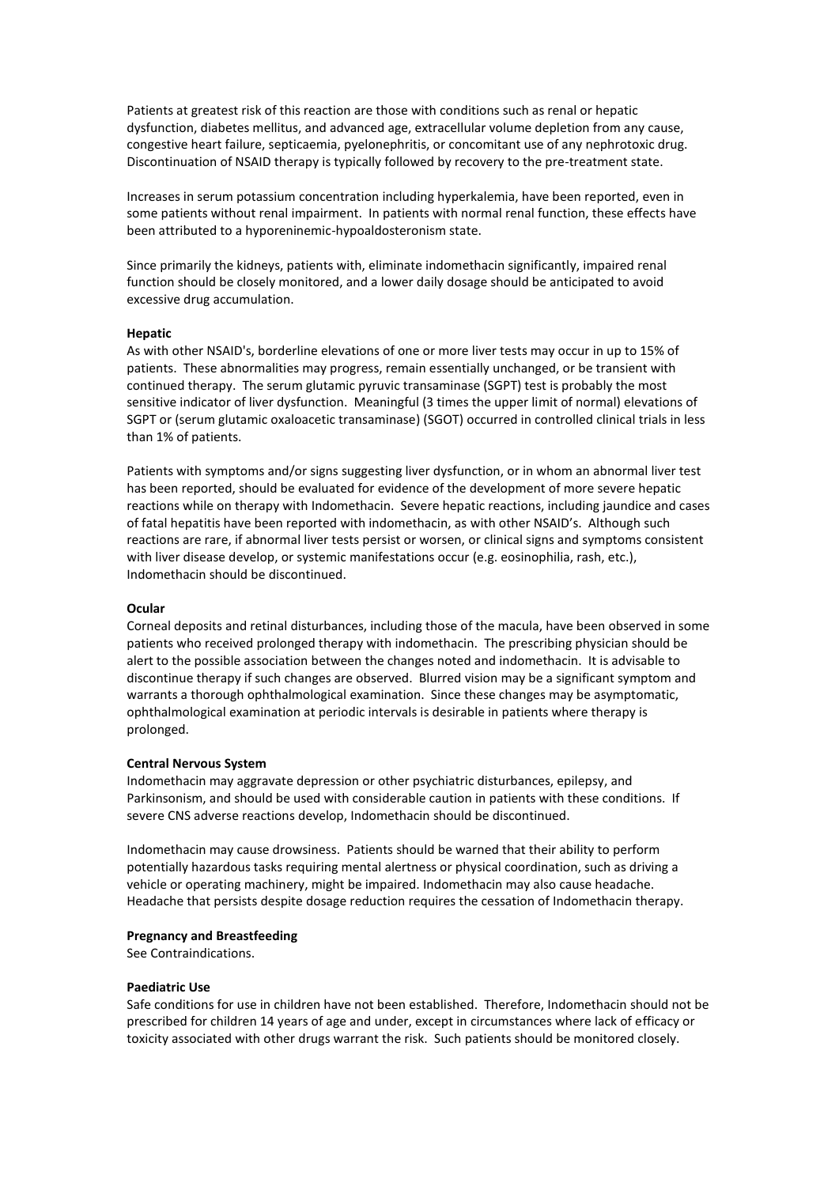Patients at greatest risk of this reaction are those with conditions such as renal or hepatic dysfunction, diabetes mellitus, and advanced age, extracellular volume depletion from any cause, congestive heart failure, septicaemia, pyelonephritis, or concomitant use of any nephrotoxic drug. Discontinuation of NSAID therapy is typically followed by recovery to the pre-treatment state.

Increases in serum potassium concentration including hyperkalemia, have been reported, even in some patients without renal impairment. In patients with normal renal function, these effects have been attributed to a hyporeninemic-hypoaldosteronism state.

Since primarily the kidneys, patients with, eliminate indomethacin significantly, impaired renal function should be closely monitored, and a lower daily dosage should be anticipated to avoid excessive drug accumulation.

**Hepatic**

As with other NSAID's, borderline elevations of one or more liver tests may occur in up to 15% of patients. These abnormalities may progress, remain essentially unchanged, or be transient with continued therapy. The serum glutamic pyruvic transaminase (SGPT) test is probably the most sensitive indicator of liver dysfunction. Meaningful (3 times the upper limit of normal) elevations of SGPT or (serum glutamic oxaloacetic transaminase) (SGOT) occurred in controlled clinical trials in less than 1% of patients.

Patients with symptoms and/or signs suggesting liver dysfunction, or in whom an abnormal liver test has been reported, should be evaluated for evidence of the development of more severe hepatic reactions while on therapy with Indomethacin. Severe hepatic reactions, including jaundice and cases of fatal hepatitis have been reported with indomethacin, as with other NSAID's. Although such reactions are rare, if abnormal liver tests persist or worsen, or clinical signs and symptoms consistent with liver disease develop, or systemic manifestations occur (e.g. eosinophilia, rash, etc.), Indomethacin should be discontinued.

**Ocular**

Corneal deposits and retinal disturbances, including those of the macula, have been observed in some patients who received prolonged therapy with indomethacin. The prescribing physician should be alert to the possible association between the changes noted and indomethacin. It is advisable to discontinue therapy if such changes are observed. Blurred vision may be a significant symptom and warrants a thorough ophthalmological examination. Since these changes may be asymptomatic, ophthalmological examination at periodic intervals is desirable in patients where therapy is prolonged.

**Central Nervous System**

Indomethacin may aggravate depression or other psychiatric disturbances, epilepsy, and Parkinsonism, and should be used with considerable caution in patients with these conditions. If severe CNS adverse reactions develop, Indomethacin should be discontinued.

Indomethacin may cause drowsiness. Patients should be warned that their ability to perform potentially hazardous tasks requiring mental alertness or physical coordination, such as driving a vehicle or operating machinery, might be impaired. Indomethacin may also cause headache. Headache that persists despite dosage reduction requires the cessation of Indomethacin therapy.

**Pregnancy and Breastfeeding**

See Contraindications.

**Paediatric Use**

Safe conditions for use in children have not been established. Therefore, Indomethacin should not be prescribed for children 14 years of age and under, except in circumstances where lack of efficacy or toxicity associated with other drugs warrant the risk. Such patients should be monitored closely.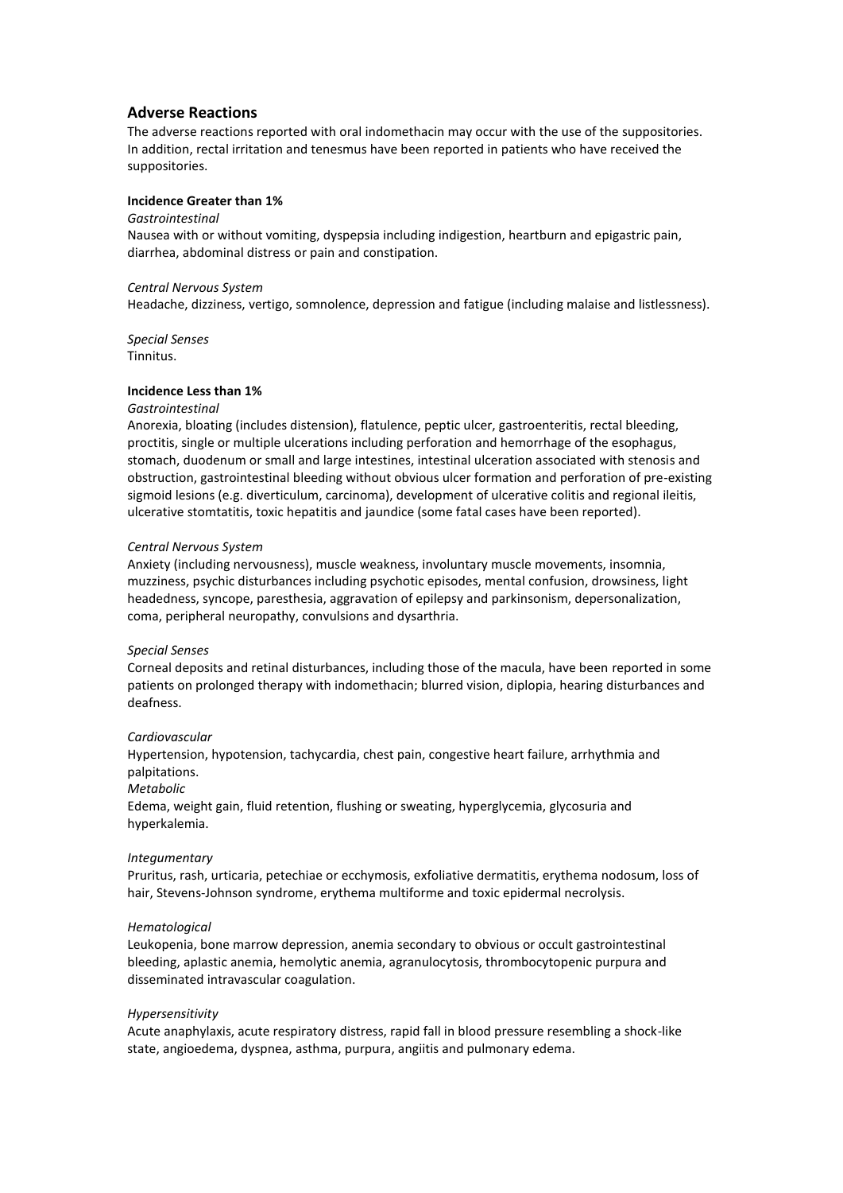## Adverse Reactions

The adverse reactions reported with oral indomethacin may occur with the use of the suppositories. In addition, rectal irritation and tenesmus have been reported in patients who have received the suppositories.

**Incidence Greater than 1%**

*Gastrointestinal*

Nausea with or without vomiting, dyspepsia including indigestion, heartburn and epigastric pain, diarrhea, abdominal distress or pain and constipation.

*Central Nervous System*

Headache, dizziness, vertigo, somnolence, depression and fatigue (including malaise and listlessness).

*Special Senses*

Tinnitus.

**Incidence Less than 1%**

*Gastrointestinal*

Anorexia, bloating (includes distension), flatulence, peptic ulcer, gastroenteritis, rectal bleeding, proctitis, single or multiple ulcerations including perforation and hemorrhage of the esophagus, stomach, duodenum or small and large intestines, intestinal ulceration associated with stenosis and obstruction, gastrointestinal bleeding without obvious ulcer formation and perforation of pre-existing sigmoid lesions (e.g. diverticulum, carcinoma), development of ulcerative colitis and regional ileitis, ulcerative stomtatitis, toxic hepatitis and jaundice (some fatal cases have been reported).

*Central Nervous System*

Anxiety (including nervousness), muscle weakness, involuntary muscle movements, insomnia, muzziness, psychic disturbances including psychotic episodes, mental confusion, drowsiness, light headedness, syncope, paresthesia, aggravation of epilepsy and parkinsonism, depersonalization, coma, peripheral neuropathy, convulsions and dysarthria.

*Special Senses*

Corneal deposits and retinal disturbances, including those of the macula, have been reported in some patients on prolonged therapy with indomethacin; blurred vision, diplopia, hearing disturbances and deafness.

*Cardiovascular*

Hypertension, hypotension, tachycardia, chest pain, congestive heart failure, arrhythmia and palpitations.

*Metabolic*

Edema, weight gain, fluid retention, flushing or sweating, hyperglycemia, glycosuria and hyperkalemia.

*Integumentary*

Pruritus, rash, urticaria, petechiae or ecchymosis, exfoliative dermatitis, erythema nodosum, loss of hair, Stevens-Johnson syndrome, erythema multiforme and toxic epidermal necrolysis.

*Hematological*

Leukopenia, bone marrow depression, anemia secondary to obvious or occult gastrointestinal bleeding, aplastic anemia, hemolytic anemia, agranulocytosis, thrombocytopenic purpura and disseminated intravascular coagulation.

*Hypersensitivity*

Acute anaphylaxis, acute respiratory distress, rapid fall in blood pressure resembling a shock-like state, angioedema, dyspnea, asthma, purpura, angiitis and pulmonary edema.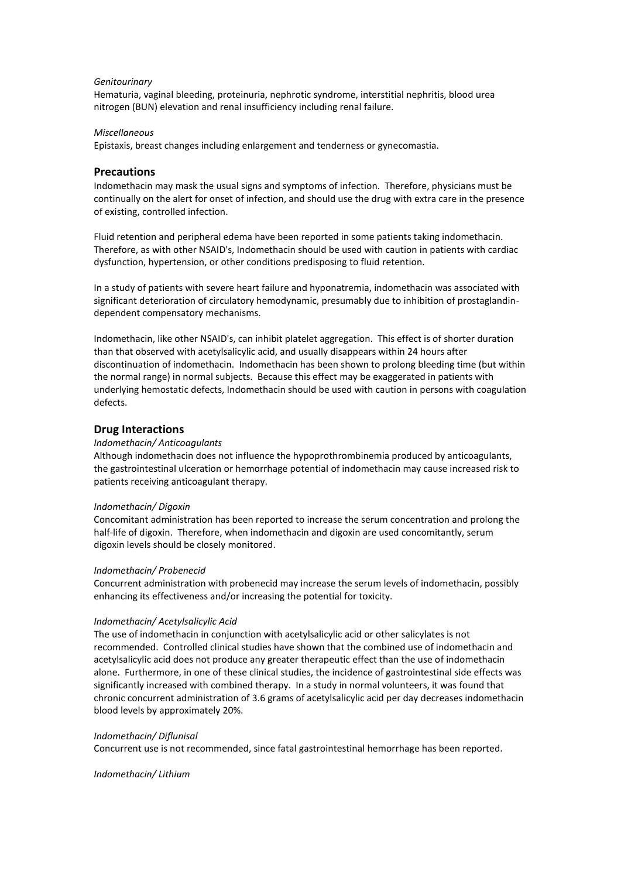*Genitourinary*
Hematuria, vaginal bleeding, proteinuria, nephrotic syndrome, interstitial nephritis, blood urea nitrogen (BUN) elevation and renal insufficiency including renal failure.

*Miscellaneous*
Epistaxis, breast changes including enlargement and tenderness or gynecomastia.

## Precautions

Indomethacin may mask the usual signs and symptoms of infection. Therefore, physicians must be continually on the alert for onset of infection, and should use the drug with extra care in the presence of existing, controlled infection.

Fluid retention and peripheral edema have been reported in some patients taking indomethacin. Therefore, as with other NSAID's, Indomethacin should be used with caution in patients with cardiac dysfunction, hypertension, or other conditions predisposing to fluid retention.

In a study of patients with severe heart failure and hyponatremia, indomethacin was associated with significant deterioration of circulatory hemodynamic, presumably due to inhibition of prostaglandin-dependent compensatory mechanisms.

Indomethacin, like other NSAID's, can inhibit platelet aggregation. This effect is of shorter duration than that observed with acetylsalicylic acid, and usually disappears within 24 hours after discontinuation of indomethacin. Indomethacin has been shown to prolong bleeding time (but within the normal range) in normal subjects. Because this effect may be exaggerated in patients with underlying hemostatic defects, Indomethacin should be used with caution in persons with coagulation defects.

## Drug Interactions

*Indomethacin/ Anticoagulants*
Although indomethacin does not influence the hypoprothrombinemia produced by anticoagulants, the gastrointestinal ulceration or hemorrhage potential of indomethacin may cause increased risk to patients receiving anticoagulant therapy.

*Indomethacin/ Digoxin*
Concomitant administration has been reported to increase the serum concentration and prolong the half-life of digoxin. Therefore, when indomethacin and digoxin are used concomitantly, serum digoxin levels should be closely monitored.

*Indomethacin/ Probenecid*
Concurrent administration with probenecid may increase the serum levels of indomethacin, possibly enhancing its effectiveness and/or increasing the potential for toxicity.

*Indomethacin/ Acetylsalicylic Acid*
The use of indomethacin in conjunction with acetylsalicylic acid or other salicylates is not recommended. Controlled clinical studies have shown that the combined use of indomethacin and acetylsalicylic acid does not produce any greater therapeutic effect than the use of indomethacin alone. Furthermore, in one of these clinical studies, the incidence of gastrointestinal side effects was significantly increased with combined therapy. In a study in normal volunteers, it was found that chronic concurrent administration of 3.6 grams of acetylsalicylic acid per day decreases indomethacin blood levels by approximately 20%.

*Indomethacin/ Diflunisal*
Concurrent use is not recommended, since fatal gastrointestinal hemorrhage has been reported.

*Indomethacin/ Lithium*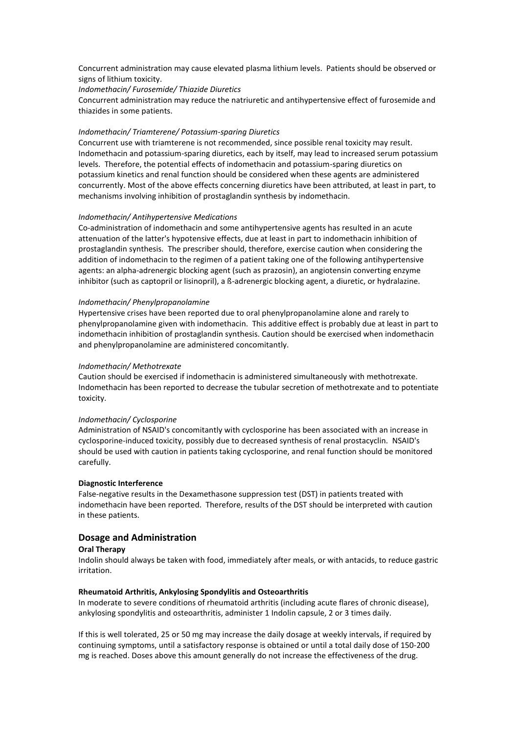Concurrent administration may cause elevated plasma lithium levels. Patients should be observed or signs of lithium toxicity.

*Indomethacin/ Furosemide/ Thiazide Diuretics*

Concurrent administration may reduce the natriuretic and antihypertensive effect of furosemide and thiazides in some patients.

*Indomethacin/ Triamterene/ Potassium-sparing Diuretics*

Concurrent use with triamterene is not recommended, since possible renal toxicity may result. Indomethacin and potassium-sparing diuretics, each by itself, may lead to increased serum potassium levels. Therefore, the potential effects of indomethacin and potassium-sparing diuretics on potassium kinetics and renal function should be considered when these agents are administered concurrently. Most of the above effects concerning diuretics have been attributed, at least in part, to mechanisms involving inhibition of prostaglandin synthesis by indomethacin.

*Indomethacin/ Antihypertensive Medications*

Co-administration of indomethacin and some antihypertensive agents has resulted in an acute attenuation of the latter's hypotensive effects, due at least in part to indomethacin inhibition of prostaglandin synthesis. The prescriber should, therefore, exercise caution when considering the addition of indomethacin to the regimen of a patient taking one of the following antihypertensive agents: an alpha-adrenergic blocking agent (such as prazosin), an angiotensin converting enzyme inhibitor (such as captopril or lisinopril), a ß-adrenergic blocking agent, a diuretic, or hydralazine.

*Indomethacin/ Phenylpropanolamine*

Hypertensive crises have been reported due to oral phenylpropanolamine alone and rarely to phenylpropanolamine given with indomethacin. This additive effect is probably due at least in part to indomethacin inhibition of prostaglandin synthesis. Caution should be exercised when indomethacin and phenylpropanolamine are administered concomitantly.

*Indomethacin/ Methotrexate*

Caution should be exercised if indomethacin is administered simultaneously with methotrexate. Indomethacin has been reported to decrease the tubular secretion of methotrexate and to potentiate toxicity.

*Indomethacin/ Cyclosporine*

Administration of NSAID's concomitantly with cyclosporine has been associated with an increase in cyclosporine-induced toxicity, possibly due to decreased synthesis of renal prostacyclin. NSAID's should be used with caution in patients taking cyclosporine, and renal function should be monitored carefully.

**Diagnostic Interference**

False-negative results in the Dexamethasone suppression test (DST) in patients treated with indomethacin have been reported. Therefore, results of the DST should be interpreted with caution in these patients.

## Dosage and Administration

**Oral Therapy**

Indolin should always be taken with food, immediately after meals, or with antacids, to reduce gastric irritation.

**Rheumatoid Arthritis, Ankylosing Spondylitis and Osteoarthritis**

In moderate to severe conditions of rheumatoid arthritis (including acute flares of chronic disease), ankylosing spondylitis and osteoarthritis, administer 1 Indolin capsule, 2 or 3 times daily.

If this is well tolerated, 25 or 50 mg may increase the daily dosage at weekly intervals, if required by continuing symptoms, until a satisfactory response is obtained or until a total daily dose of 150-200 mg is reached. Doses above this amount generally do not increase the effectiveness of the drug.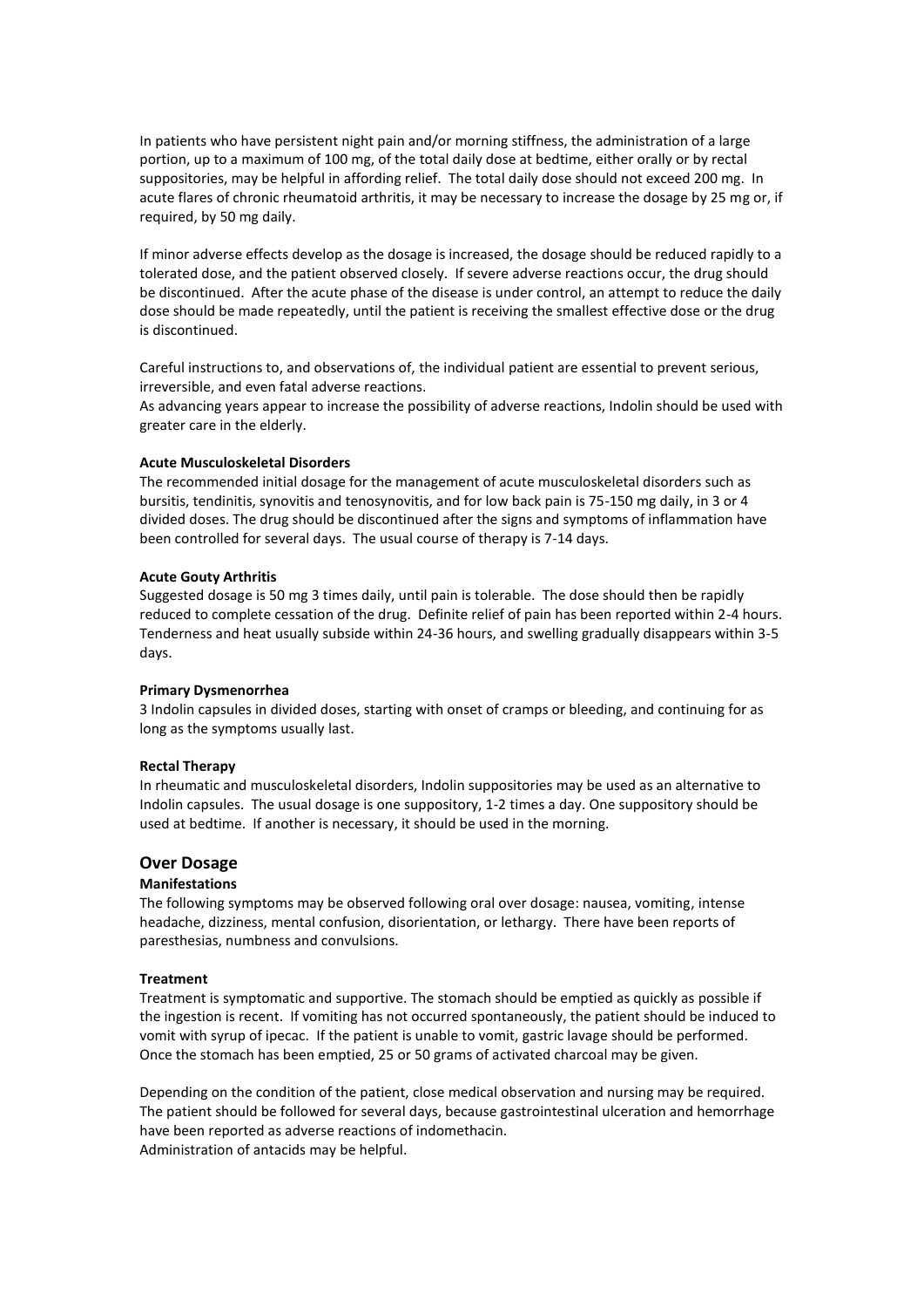In patients who have persistent night pain and/or morning stiffness, the administration of a large portion, up to a maximum of 100 mg, of the total daily dose at bedtime, either orally or by rectal suppositories, may be helpful in affording relief. The total daily dose should not exceed 200 mg. In acute flares of chronic rheumatoid arthritis, it may be necessary to increase the dosage by 25 mg or, if required, by 50 mg daily.

If minor adverse effects develop as the dosage is increased, the dosage should be reduced rapidly to a tolerated dose, and the patient observed closely. If severe adverse reactions occur, the drug should be discontinued. After the acute phase of the disease is under control, an attempt to reduce the daily dose should be made repeatedly, until the patient is receiving the smallest effective dose or the drug is discontinued.

Careful instructions to, and observations of, the individual patient are essential to prevent serious, irreversible, and even fatal adverse reactions.
As advancing years appear to increase the possibility of adverse reactions, Indolin should be used with greater care in the elderly.

**Acute Musculoskeletal Disorders**
The recommended initial dosage for the management of acute musculoskeletal disorders such as bursitis, tendinitis, synovitis and tenosynovitis, and for low back pain is 75-150 mg daily, in 3 or 4 divided doses. The drug should be discontinued after the signs and symptoms of inflammation have been controlled for several days. The usual course of therapy is 7-14 days.

**Acute Gouty Arthritis**
Suggested dosage is 50 mg 3 times daily, until pain is tolerable. The dose should then be rapidly reduced to complete cessation of the drug. Definite relief of pain has been reported within 2-4 hours. Tenderness and heat usually subside within 24-36 hours, and swelling gradually disappears within 3-5 days.

**Primary Dysmenorrhea**
3 Indolin capsules in divided doses, starting with onset of cramps or bleeding, and continuing for as long as the symptoms usually last.

**Rectal Therapy**
In rheumatic and musculoskeletal disorders, Indolin suppositories may be used as an alternative to Indolin capsules. The usual dosage is one suppository, 1-2 times a day. One suppository should be used at bedtime. If another is necessary, it should be used in the morning.

## Over Dosage

**Manifestations**
The following symptoms may be observed following oral over dosage: nausea, vomiting, intense headache, dizziness, mental confusion, disorientation, or lethargy. There have been reports of paresthesias, numbness and convulsions.

**Treatment**
Treatment is symptomatic and supportive. The stomach should be emptied as quickly as possible if the ingestion is recent. If vomiting has not occurred spontaneously, the patient should be induced to vomit with syrup of ipecac. If the patient is unable to vomit, gastric lavage should be performed. Once the stomach has been emptied, 25 or 50 grams of activated charcoal may be given.

Depending on the condition of the patient, close medical observation and nursing may be required. The patient should be followed for several days, because gastrointestinal ulceration and hemorrhage have been reported as adverse reactions of indomethacin.
Administration of antacids may be helpful.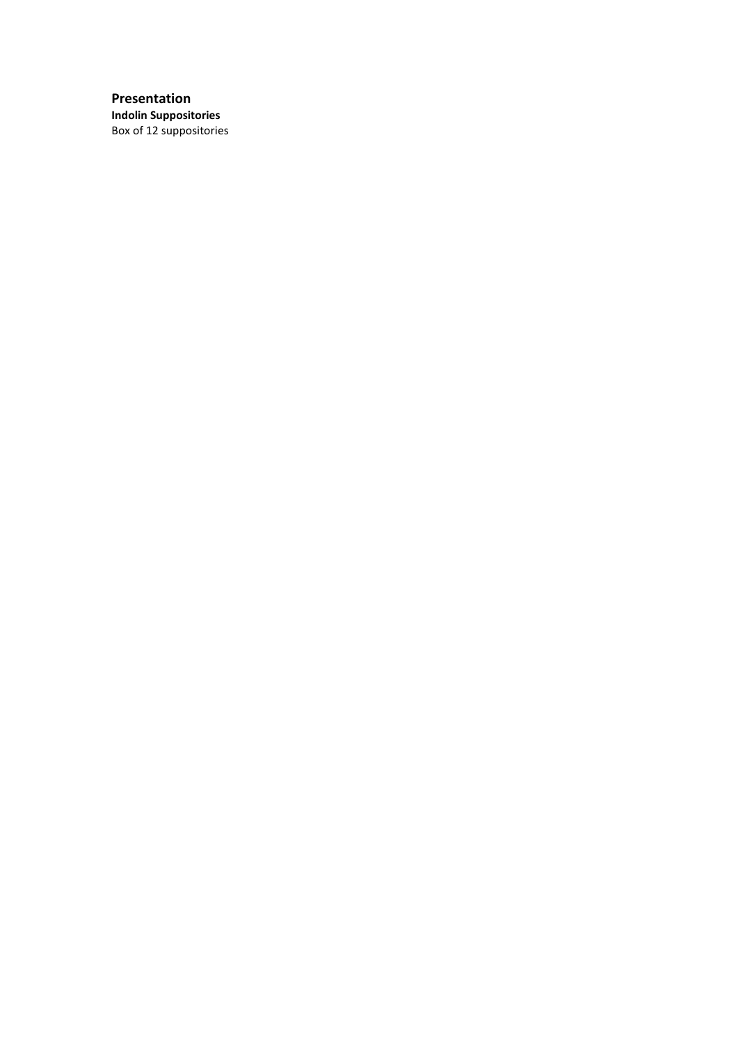## Presentation

**Indolin Suppositories**

Box of 12 suppositories